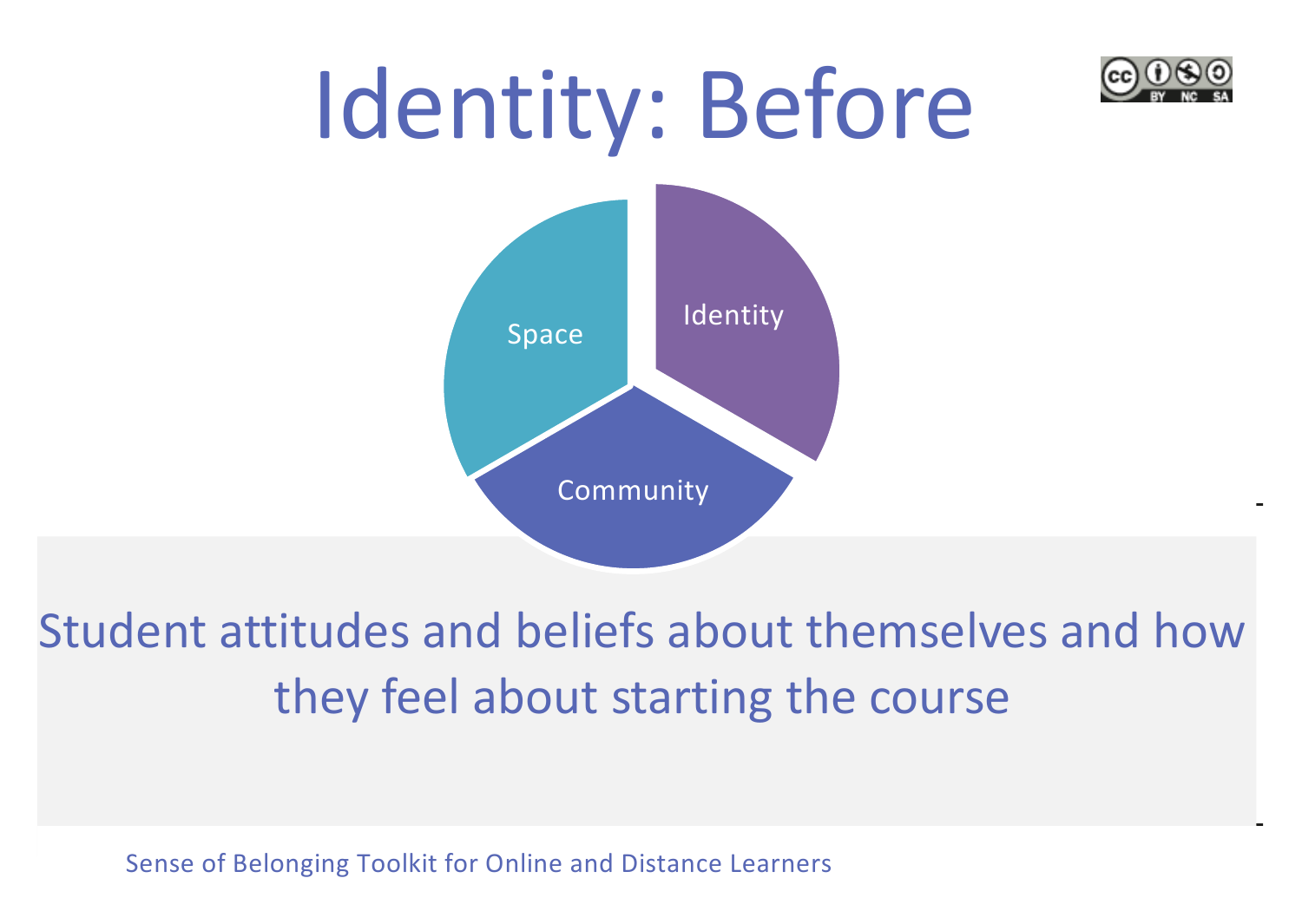# Identity: Before

Space

Identity

Community

Student attitudes and beliefs about themselves and how they feel about starting the course

Sense of Belonging Toolkit for Online and Distance Learners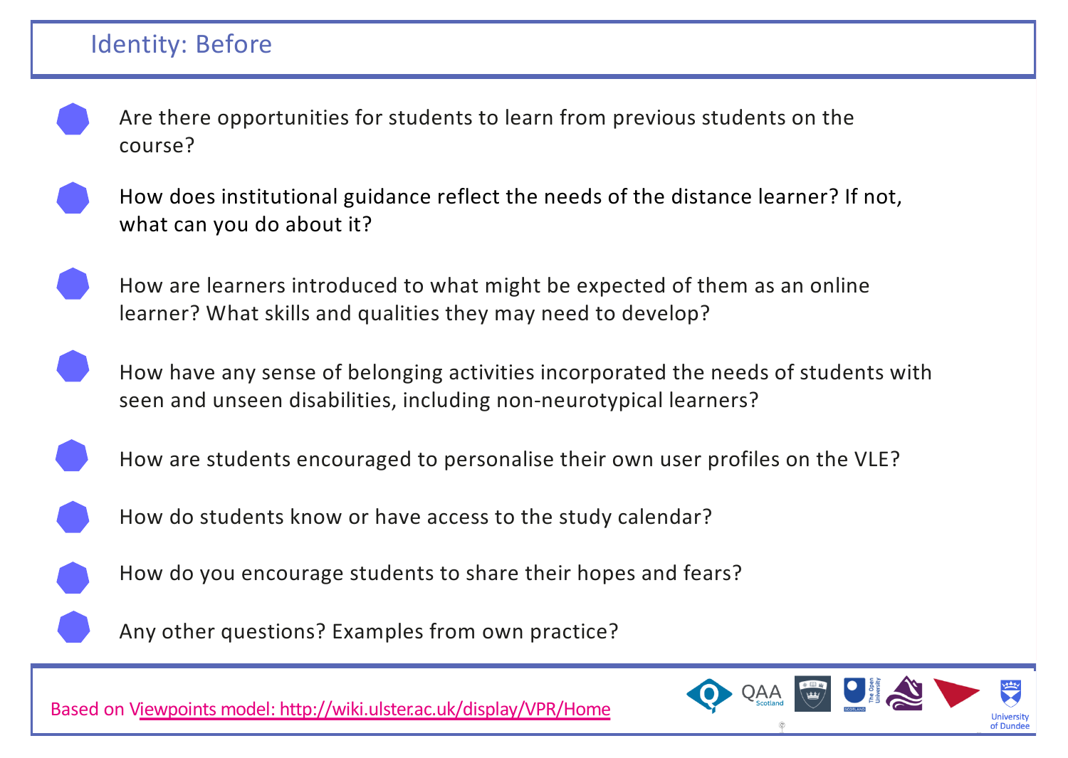# Identity: Before

- Are there opportunities for students to learn from previous students on the course?
- How does institutional guidance reflect the needs of the distance learner? If not, what can you do about it?
- How are learners introduced to what might be expected of them as an online learner? What skills and qualities they may need to develop?
- How have any sense of belonging activities incorporated the needs of students with seen and unseen disabilities, including non-neurotypical learners?
- How are students encouraged to personalise their own user profiles on the VLE?
- How do students know or have access to the study calendar?
- How do you encourage students to share their hopes and fears?
- Any other questions? Examples from own practice?

Based on Viewpoints model: http://wiki.ulster.ac.uk/display/VPR/Home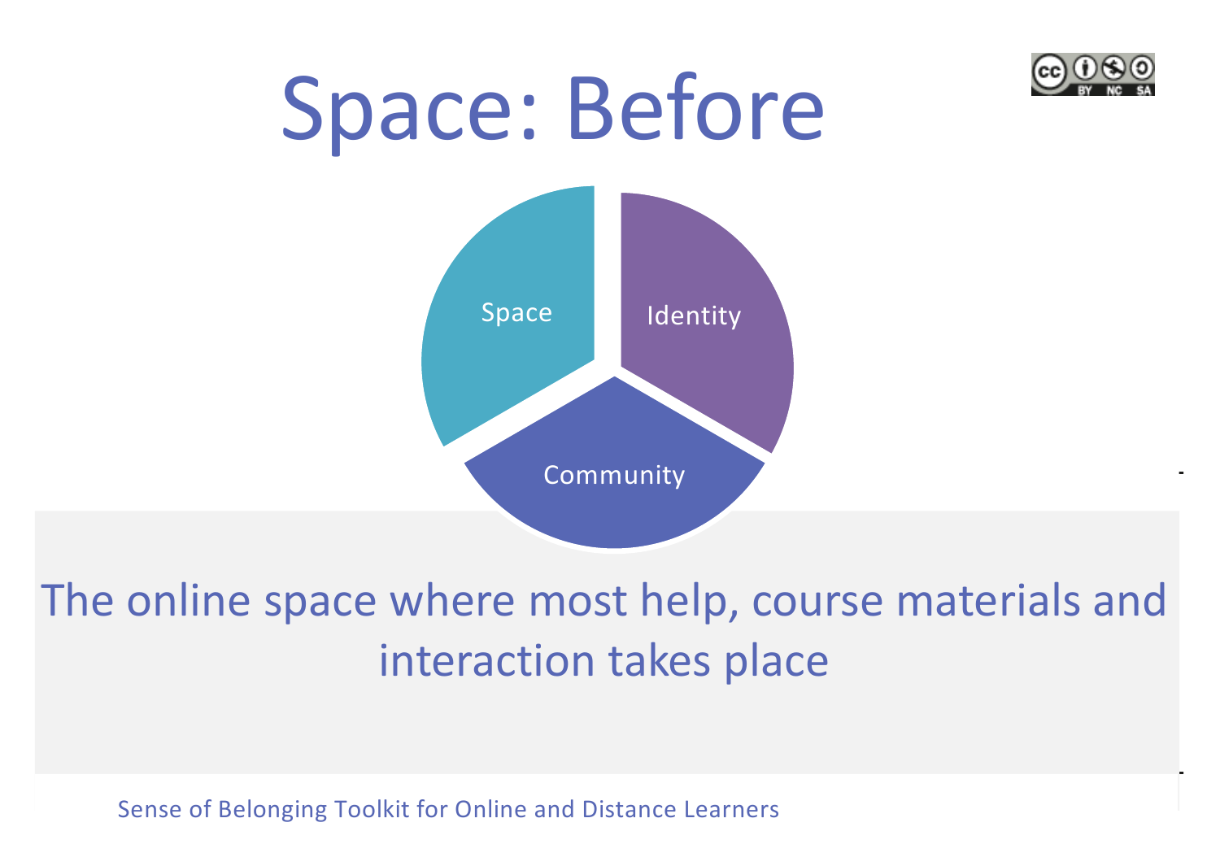# Space: Before

Space

Identity

Community

The online space where most help, course materials and interaction takes place

Sense of Belonging Toolkit for Online and Distance Learners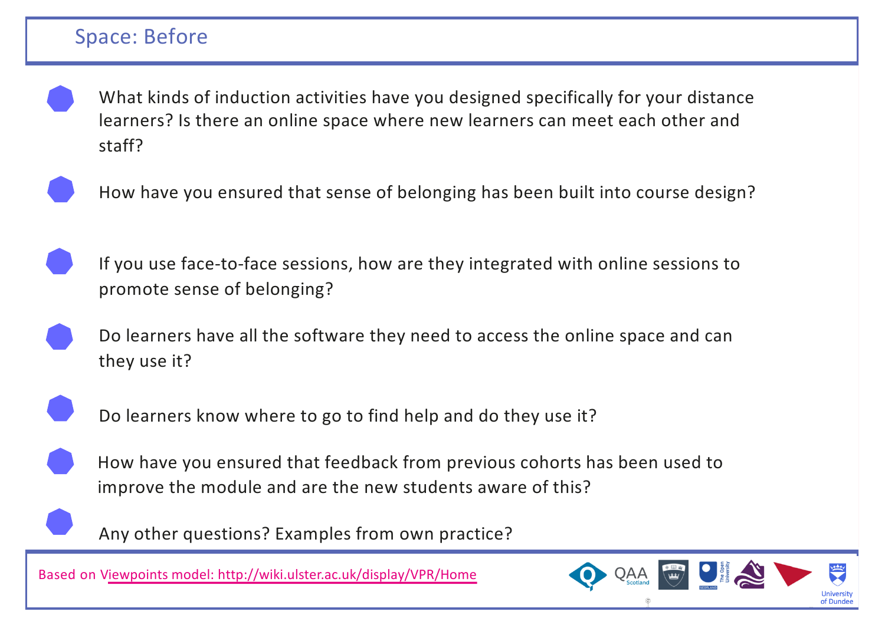# Space: Before

- What kinds of induction activities have you designed specifically for your distance learners? Is there an online space where new learners can meet each other and staff?
- How have you ensured that sense of belonging has been built into course design?
- If you use face-to-face sessions, how are they integrated with online sessions to promote sense of belonging?
- Do learners have all the software they need to access the online space and can they use it?
- Do learners know where to go to find help and do they use it?
- How have you ensured that feedback from previous cohorts has been used to improve the module and are the new students aware of this?
- Any other questions? Examples from own practice?

Based on Viewpoints model: http://wiki.ulster.ac.uk/display/VPR/Home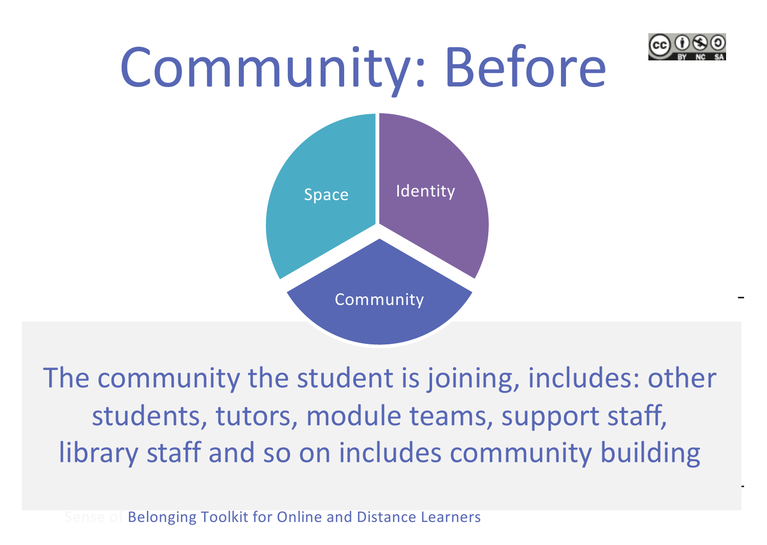# Community: Before

Space | Identity | Community

The community the student is joining, includes: other students, tutors, module teams, support staff, library staff and so on includes community building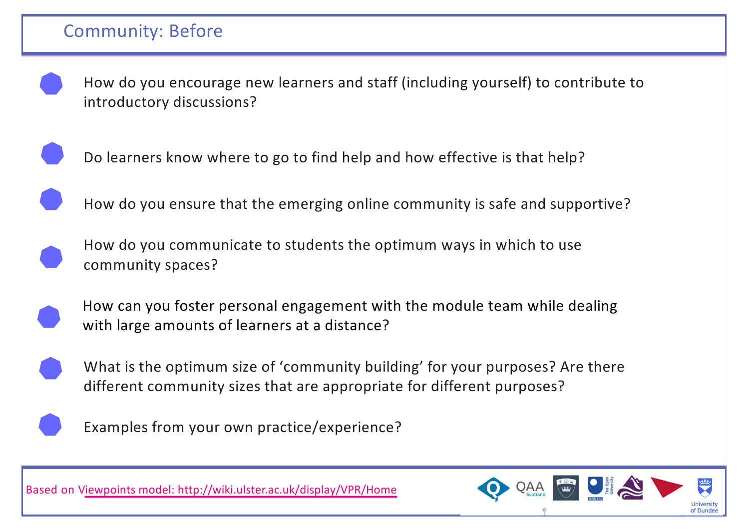# Community: Before

- How do you encourage new learners and staff (including yourself) to contribute to introductory discussions?
- Do learners know where to go to find help and how effective is that help?
- How do you ensure that the emerging online community is safe and supportive?
- How do you communicate to students the optimum ways in which to use community spaces?
- How can you foster personal engagement with the module team while dealing with large amounts of learners at a distance?
- What is the optimum size of 'community building' for your purposes? Are there different community sizes that are appropriate for different purposes?
- Examples from your own practice/experience?

Based on Viewpoints model: http://wiki.ulster.ac.uk/display/VPR/Home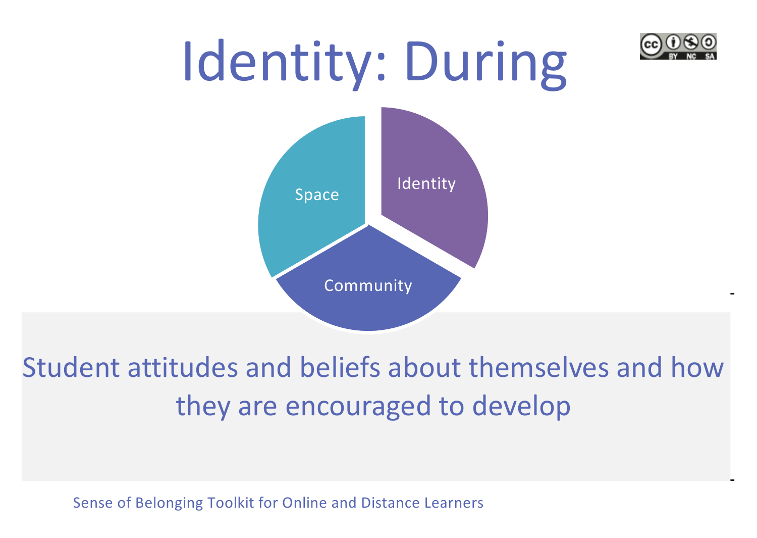# Identity: During

Space

Identity

Community

Student attitudes and beliefs about themselves and how they are encouraged to develop

Sense of Belonging Toolkit for Online and Distance Learners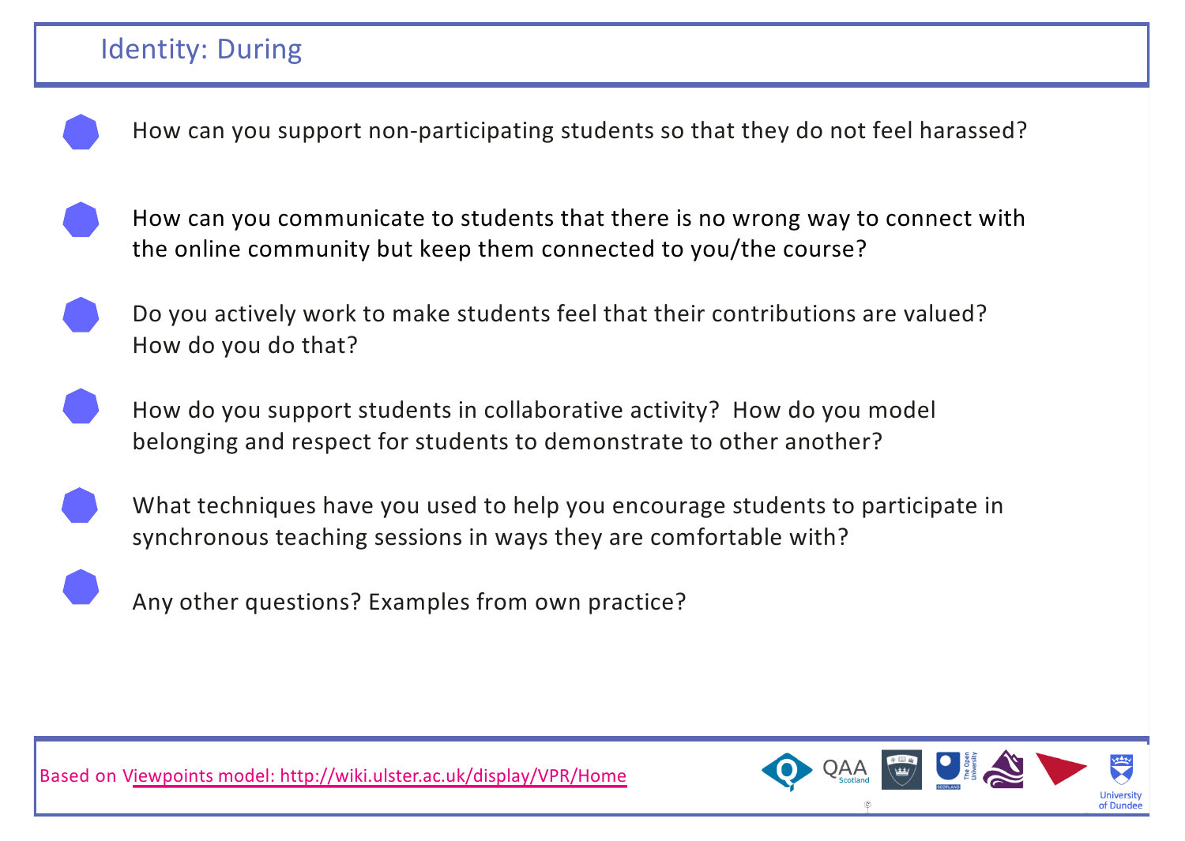# Identity: During

- How can you support non-participating students so that they do not feel harassed?
- How can you communicate to students that there is no wrong way to connect with the online community but keep them connected to you/the course?
- Do you actively work to make students feel that their contributions are valued? How do you do that?
- How do you support students in collaborative activity? How do you model belonging and respect for students to demonstrate to other another?
- What techniques have you used to help you encourage students to participate in synchronous teaching sessions in ways they are comfortable with?
- Any other questions? Examples from own practice?

Based on Viewpoints model: http://wiki.ulster.ac.uk/display/VPR/Home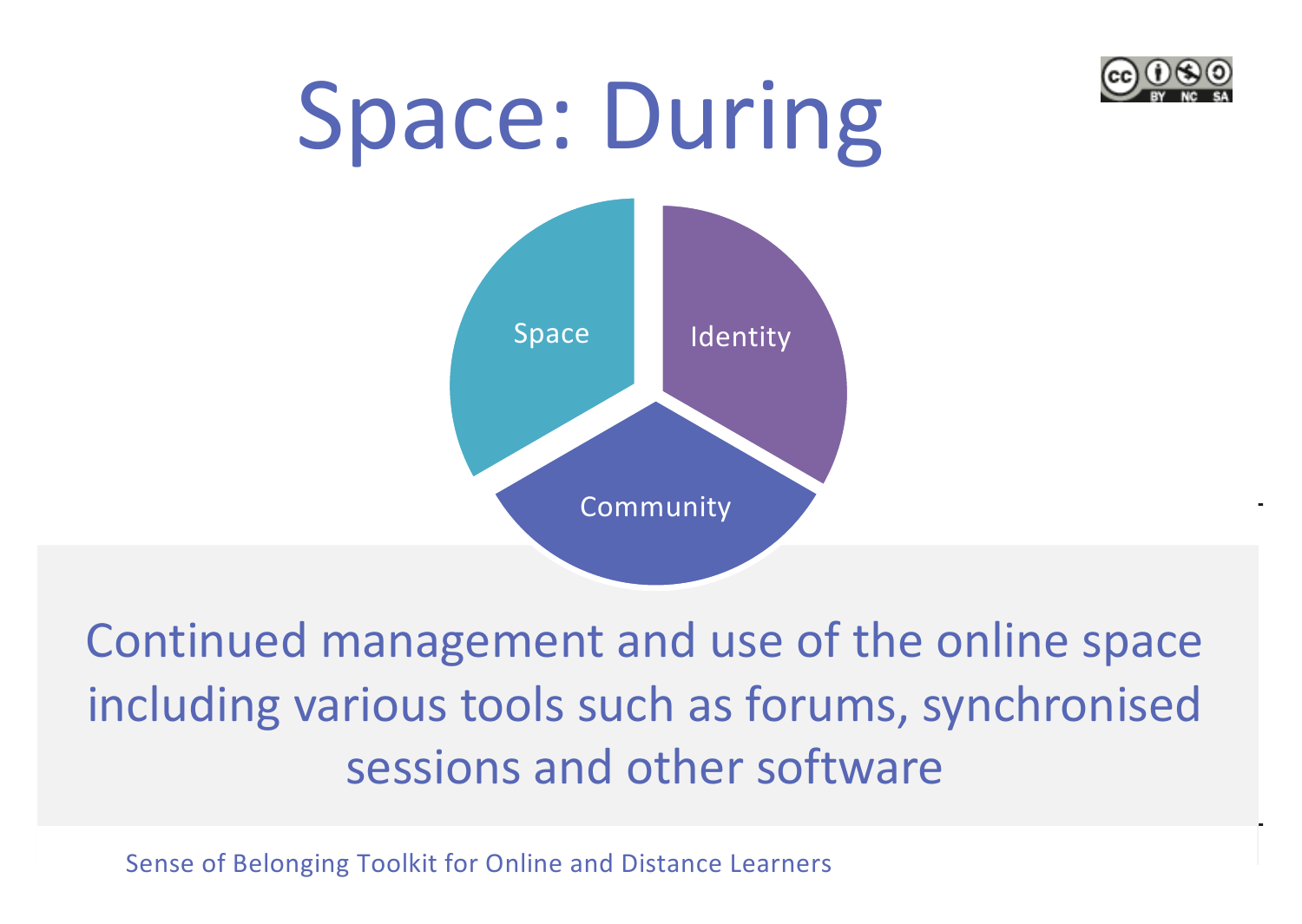# Space: During

Space

Identity

Community

Continued management and use of the online space including various tools such as forums, synchronised sessions and other software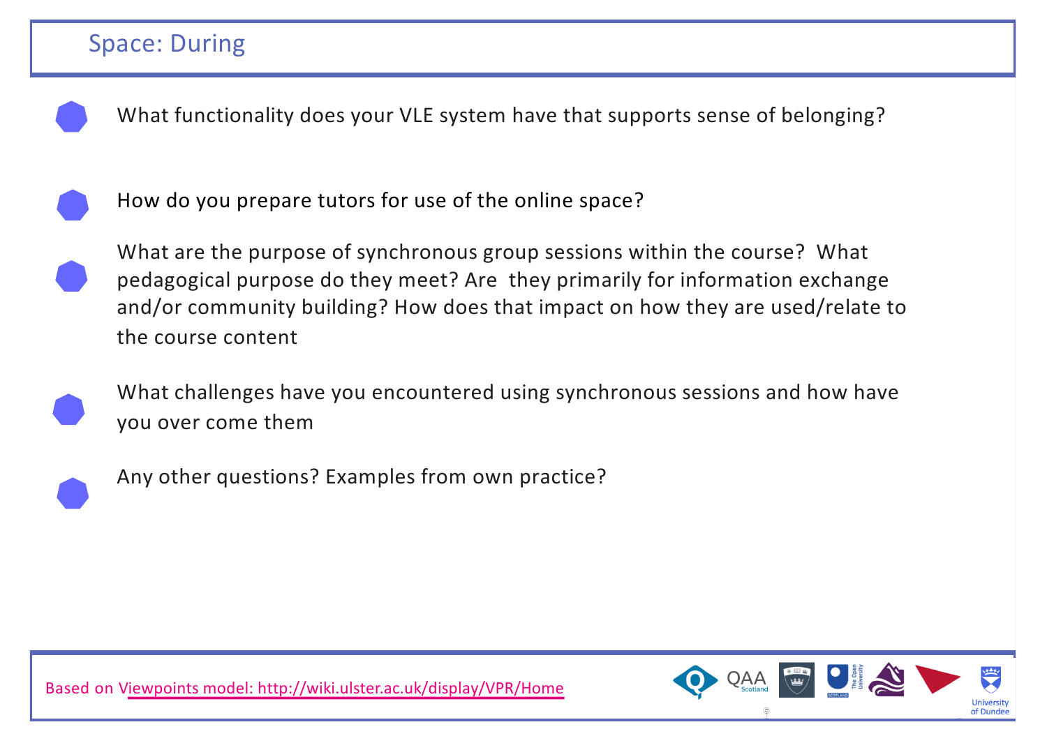## Space: During

- What functionality does your VLE system have that supports sense of belonging?
- How do you prepare tutors for use of the online space?
- What are the purpose of synchronous group sessions within the course? What pedagogical purpose do they meet? Are they primarily for information exchange and/or community building? How does that impact on how they are used/relate to the course content
- What challenges have you encountered using synchronous sessions and how have you over come them
- Any other questions? Examples from own practice?

Based on Viewpoints model: http://wiki.ulster.ac.uk/display/VPR/Home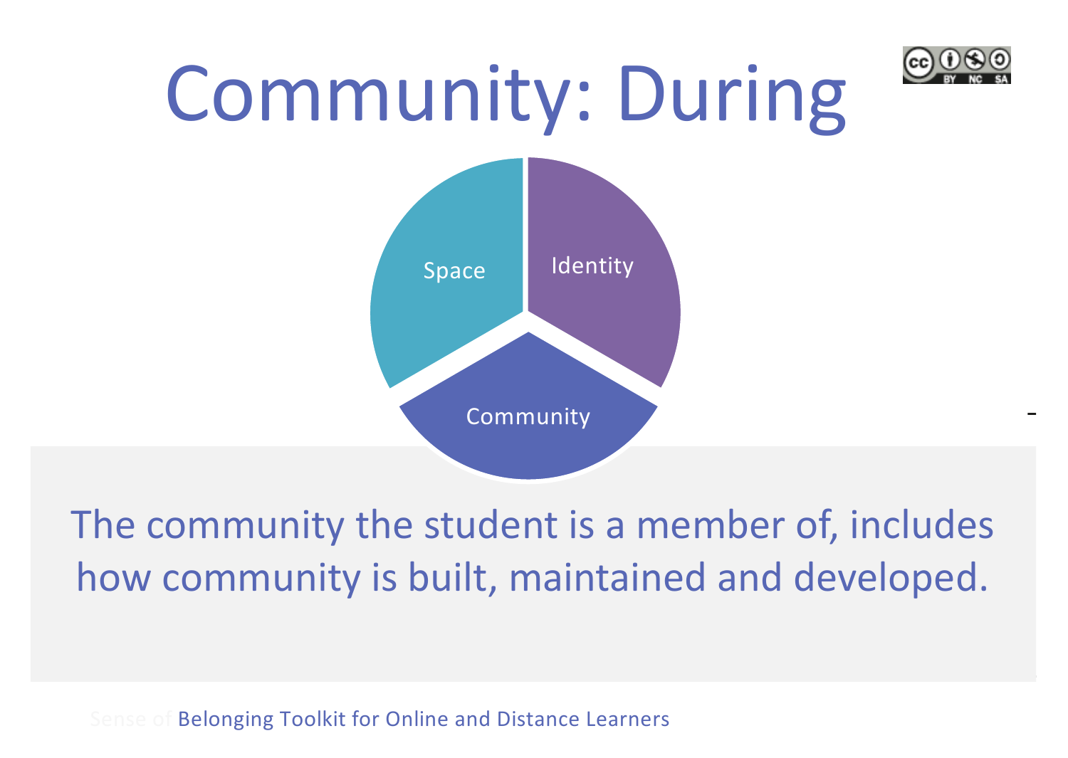# Community: During

Space

Identity

Community

The community the student is a member of, includes how community is built, maintained and developed.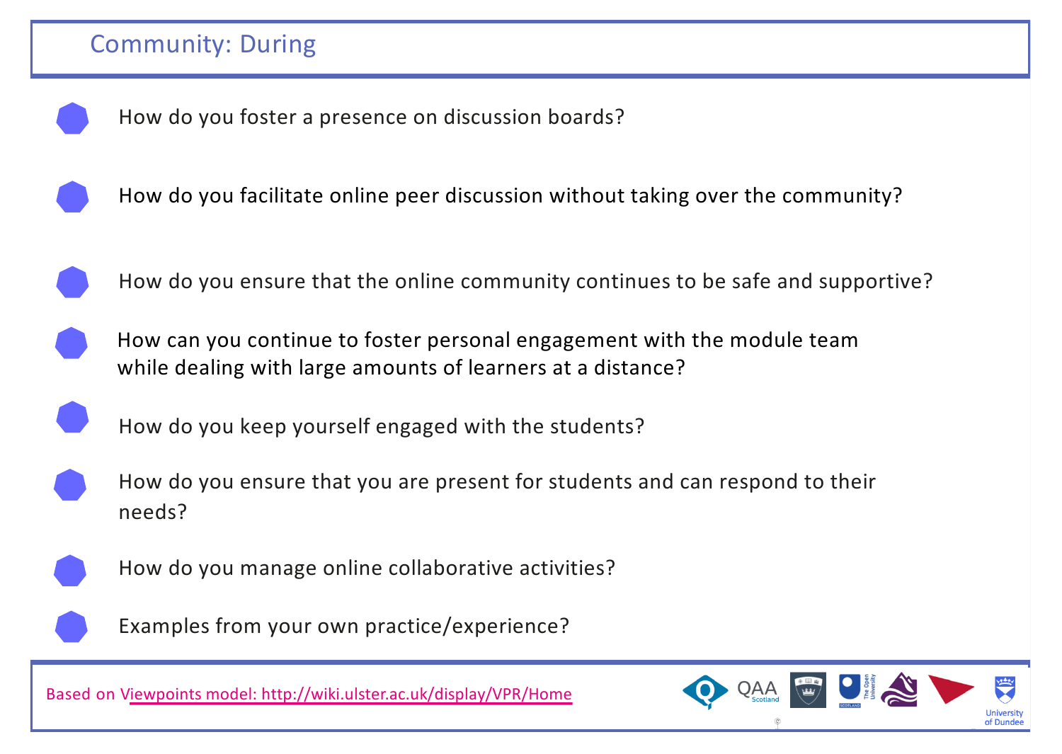## Community: During

- How do you foster a presence on discussion boards?
- How do you facilitate online peer discussion without taking over the community?
- How do you ensure that the online community continues to be safe and supportive?
- How can you continue to foster personal engagement with the module team while dealing with large amounts of learners at a distance?
- How do you keep yourself engaged with the students?
- How do you ensure that you are present for students and can respond to their needs?
- How do you manage online collaborative activities?
- Examples from your own practice/experience?

Based on Viewpoints model: http://wiki.ulster.ac.uk/display/VPR/Home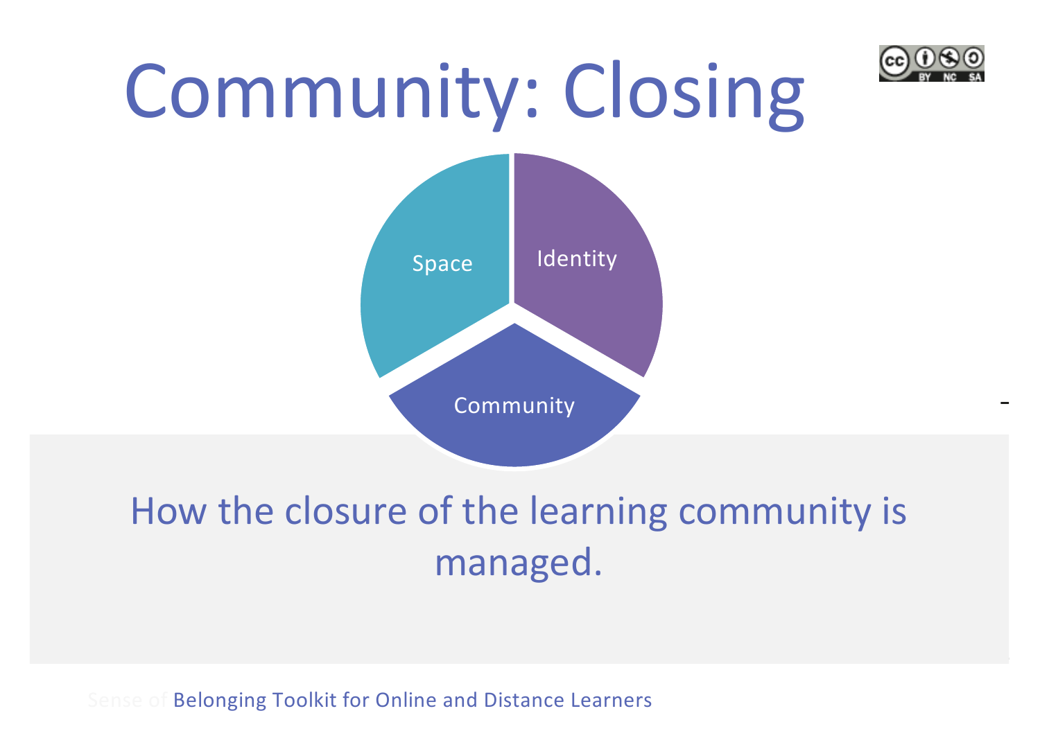# Community: Closing

Space

Identity

Community

How the closure of the learning community is managed.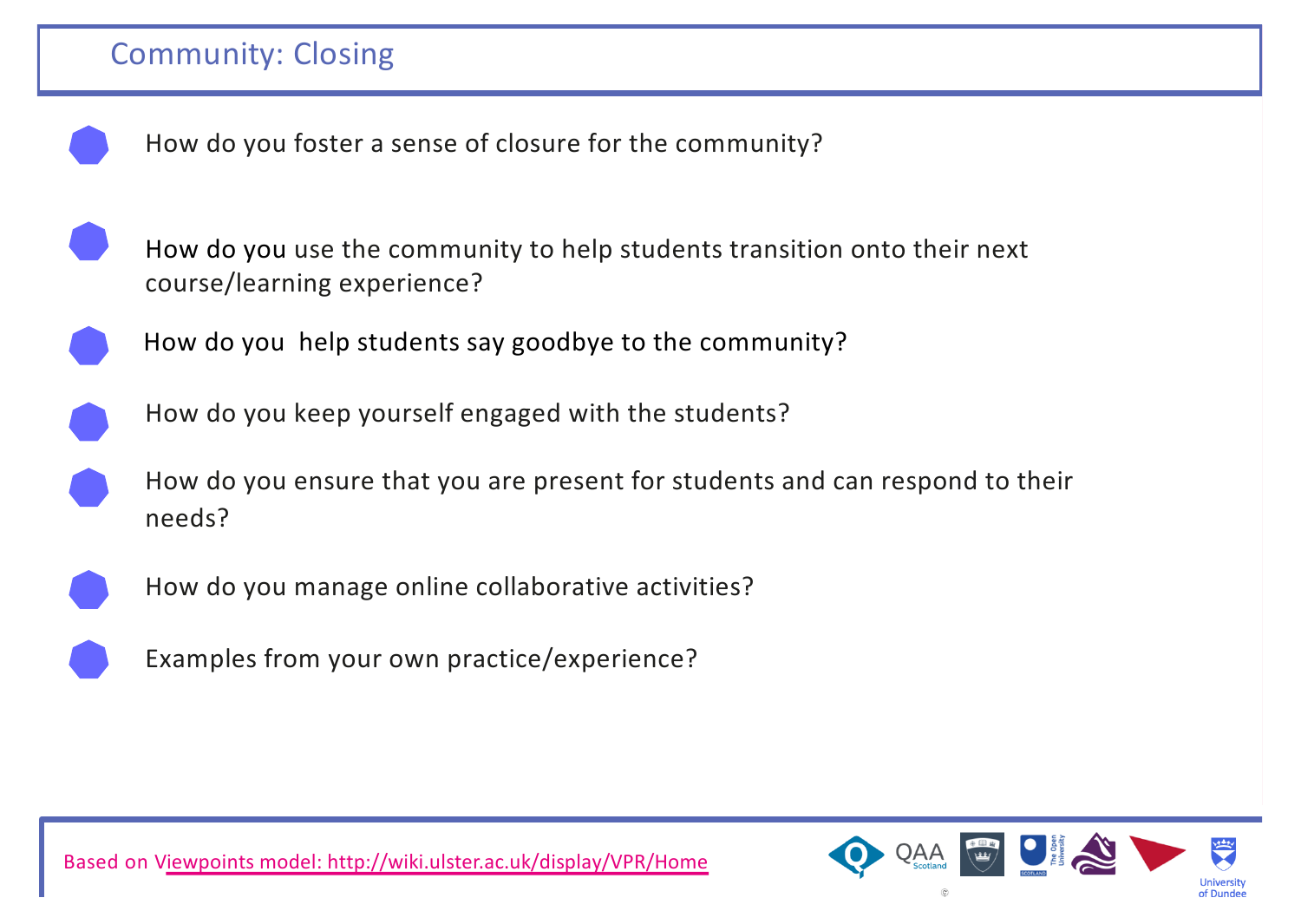# Community: Closing

- How do you foster a sense of closure for the community?
- How do you use the community to help students transition onto their next course/learning experience?
- How do you help students say goodbye to the community?
- How do you keep yourself engaged with the students?
- How do you ensure that you are present for students and can respond to their needs?
- How do you manage online collaborative activities?
- Examples from your own practice/experience?

Based on Viewpoints model: http://wiki.ulster.ac.uk/display/VPR/Home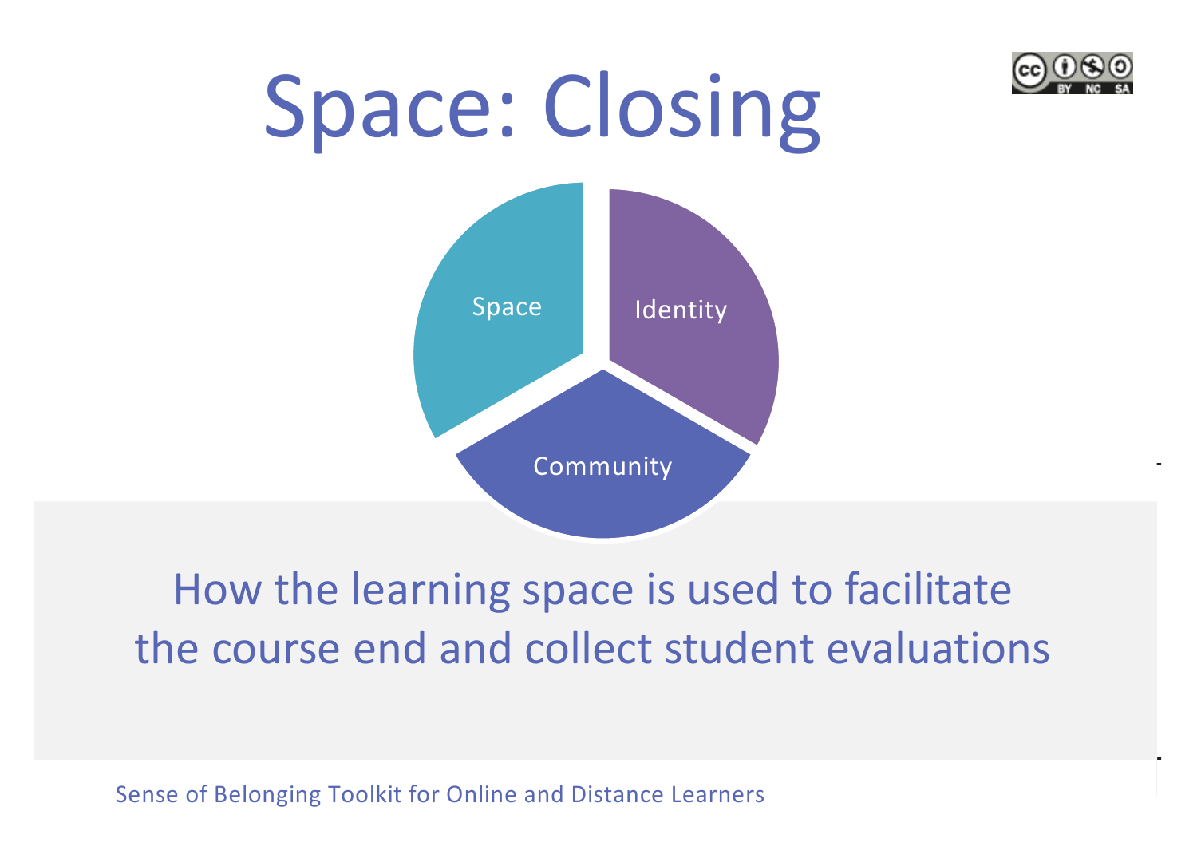# Space: Closing

Space

Identity

Community

How the learning space is used to facilitate the course end and collect student evaluations

Sense of Belonging Toolkit for Online and Distance Learners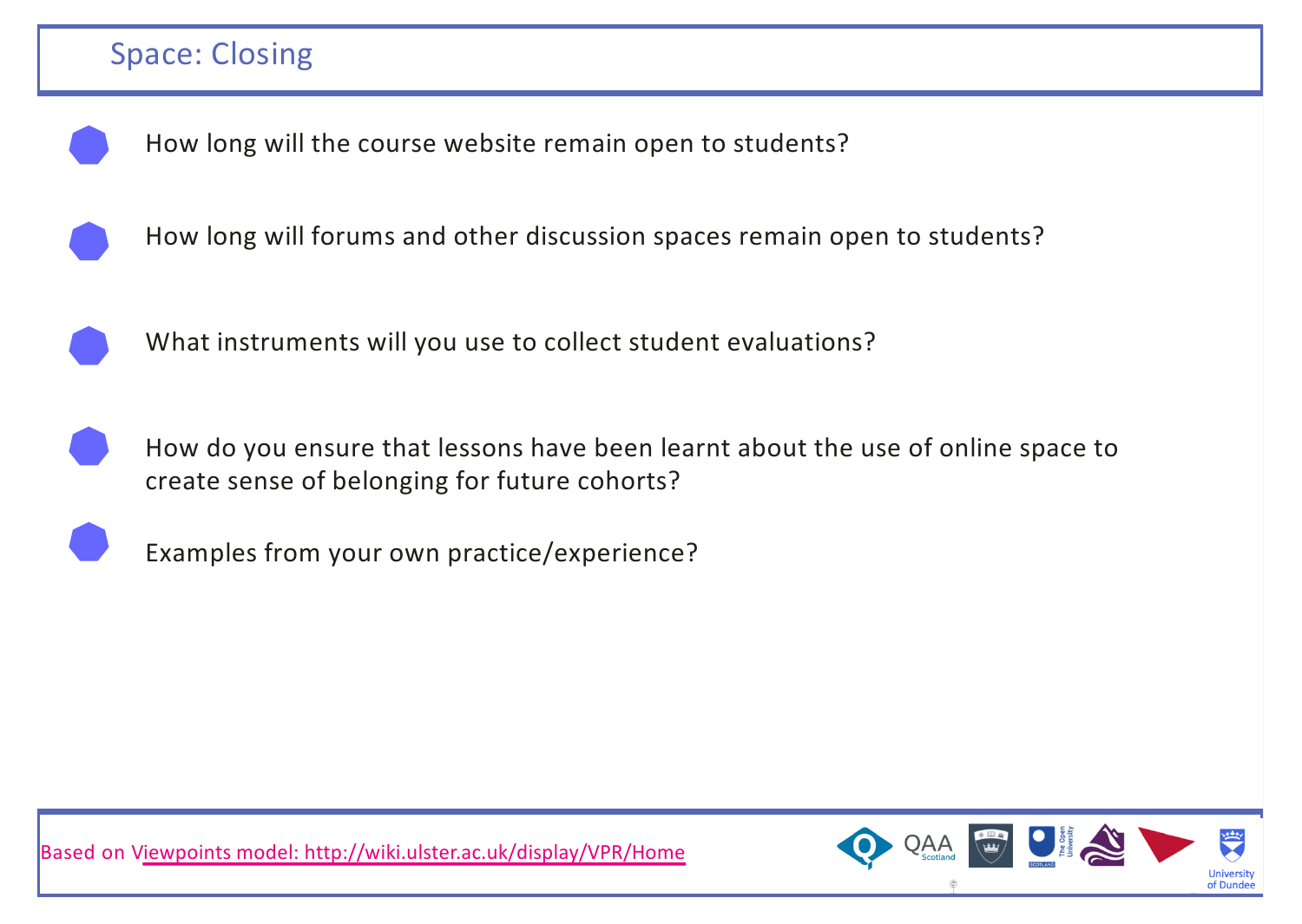## Space: Closing

- How long will the course website remain open to students?
- How long will forums and other discussion spaces remain open to students?
- What instruments will you use to collect student evaluations?
- How do you ensure that lessons have been learnt about the use of online space to create sense of belonging for future cohorts?
- Examples from your own practice/experience?

Based on Viewpoints model: http://wiki.ulster.ac.uk/display/VPR/Home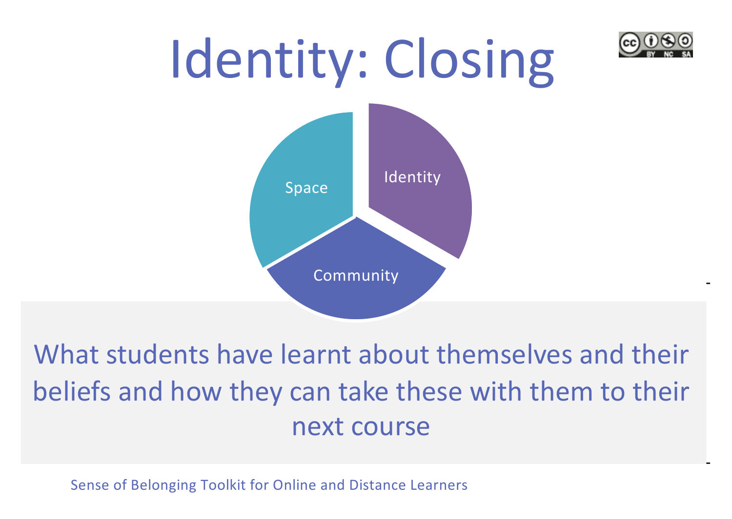# Identity: Closing

Space

Identity

Community

What students have learnt about themselves and their beliefs and how they can take these with them to their next course

Sense of Belonging Toolkit for Online and Distance Learners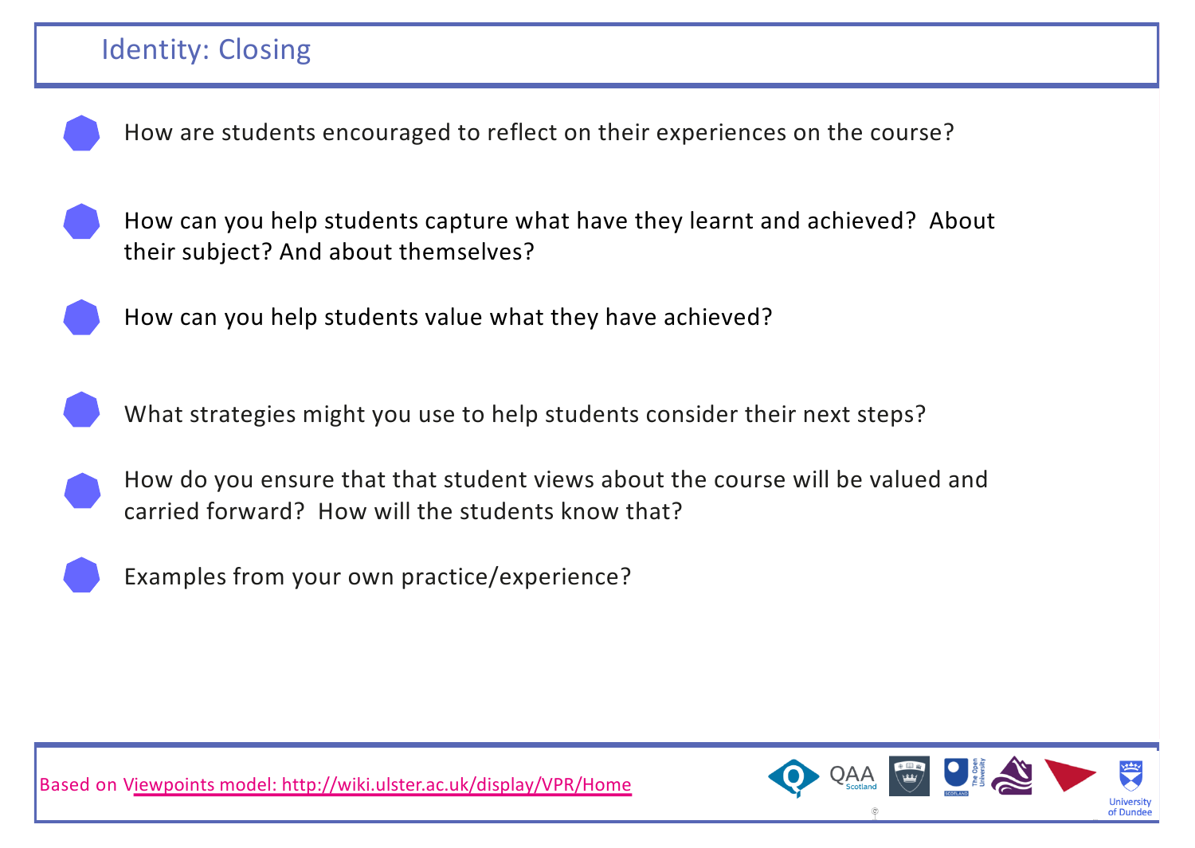# Identity: Closing

- How are students encouraged to reflect on their experiences on the course?
- How can you help students capture what have they learnt and achieved? About their subject? And about themselves?
- How can you help students value what they have achieved?
- What strategies might you use to help students consider their next steps?
- How do you ensure that that student views about the course will be valued and carried forward? How will the students know that?
- Examples from your own practice/experience?

Based on Viewpoints model: http://wiki.ulster.ac.uk/display/VPR/Home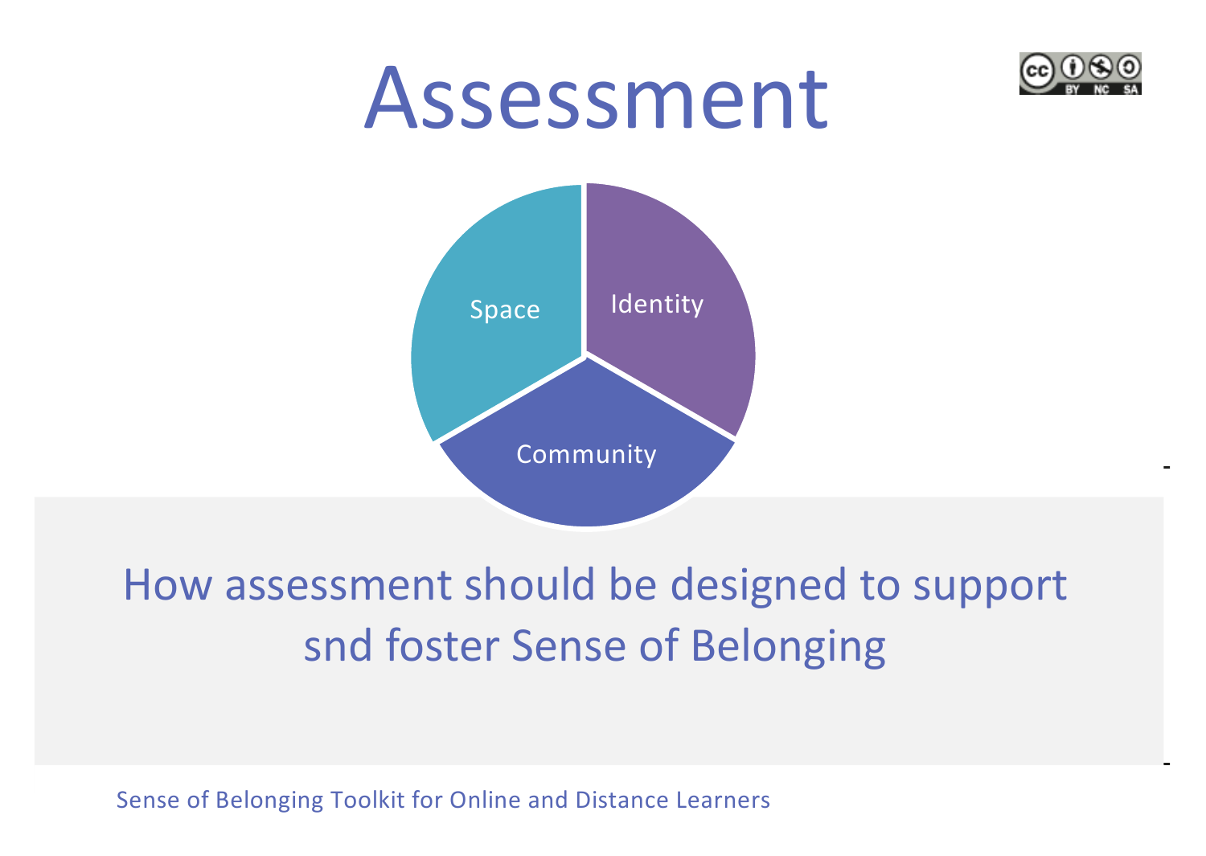# Assessment

Space | Identity | Community

How assessment should be designed to support snd foster Sense of Belonging

Sense of Belonging Toolkit for Online and Distance Learners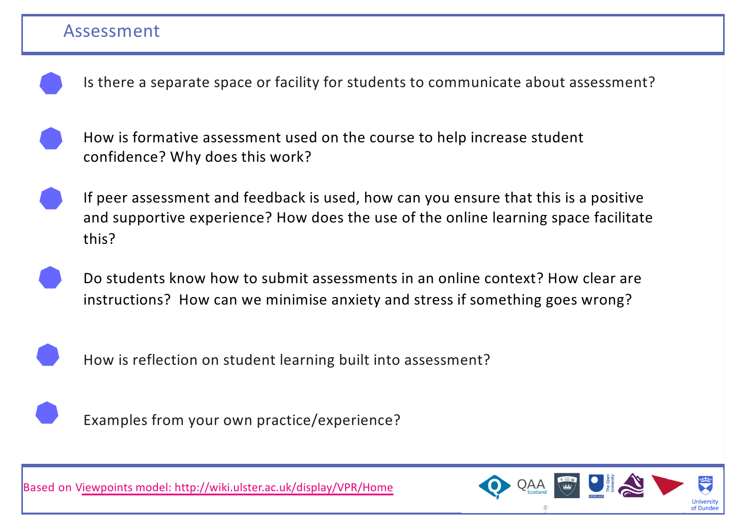# Assessment

- Is there a separate space or facility for students to communicate about assessment?
- How is formative assessment used on the course to help increase student confidence? Why does this work?
- If peer assessment and feedback is used, how can you ensure that this is a positive and supportive experience? How does the use of the online learning space facilitate this?
- Do students know how to submit assessments in an online context? How clear are instructions? How can we minimise anxiety and stress if something goes wrong?
- How is reflection on student learning built into assessment?
- Examples from your own practice/experience?

Based on Viewpoints model: http://wiki.ulster.ac.uk/display/VPR/Home